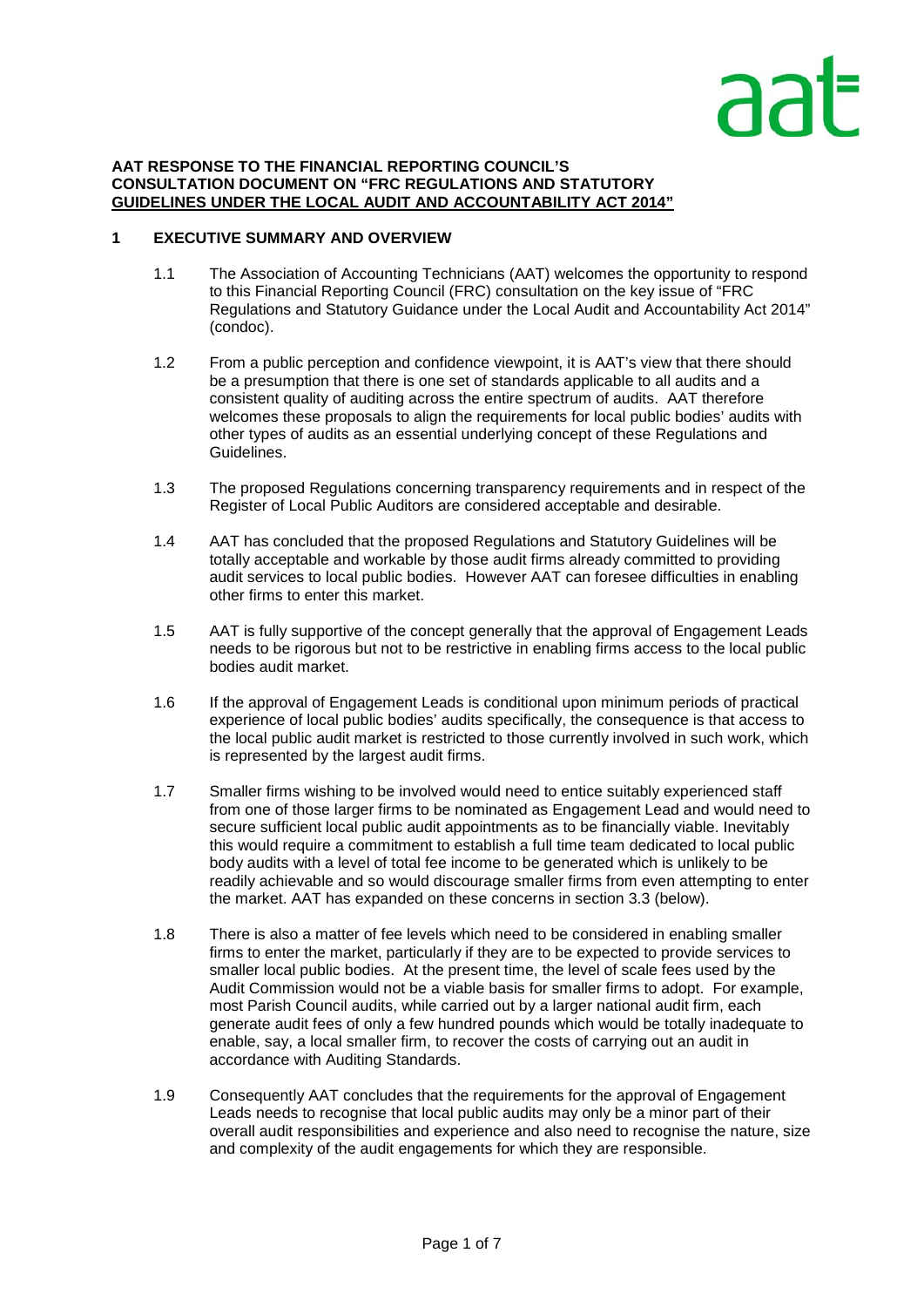aat

**AAT RESPONSE TO THE FINANCIAL REPORTING COUNCIL'S CONSULTATION DOCUMENT ON "FRC REGULATIONS AND STATUTORY GUIDELINES UNDER THE LOCAL AUDIT AND ACCOUNTABILITY ACT 2014"**

## 1 EXECUTIVE SUMMARY AND OVERVIEW

1.1 The Association of Accounting Technicians (AAT) welcomes the opportunity to respond to this Financial Reporting Council (FRC) consultation on the key issue of "FRC Regulations and Statutory Guidance under the Local Audit and Accountability Act 2014" (condoc).

1.2 From a public perception and confidence viewpoint, it is AAT's view that there should be a presumption that there is one set of standards applicable to all audits and a consistent quality of auditing across the entire spectrum of audits. AAT therefore welcomes these proposals to align the requirements for local public bodies' audits with other types of audits as an essential underlying concept of these Regulations and Guidelines.

1.3 The proposed Regulations concerning transparency requirements and in respect of the Register of Local Public Auditors are considered acceptable and desirable.

1.4 AAT has concluded that the proposed Regulations and Statutory Guidelines will be totally acceptable and workable by those audit firms already committed to providing audit services to local public bodies. However AAT can foresee difficulties in enabling other firms to enter this market.

1.5 AAT is fully supportive of the concept generally that the approval of Engagement Leads needs to be rigorous but not to be restrictive in enabling firms access to the local public bodies audit market.

1.6 If the approval of Engagement Leads is conditional upon minimum periods of practical experience of local public bodies' audits specifically, the consequence is that access to the local public audit market is restricted to those currently involved in such work, which is represented by the largest audit firms.

1.7 Smaller firms wishing to be involved would need to entice suitably experienced staff from one of those larger firms to be nominated as Engagement Lead and would need to secure sufficient local public audit appointments as to be financially viable. Inevitably this would require a commitment to establish a full time team dedicated to local public body audits with a level of total fee income to be generated which is unlikely to be readily achievable and so would discourage smaller firms from even attempting to enter the market. AAT has expanded on these concerns in section 3.3 (below).

1.8 There is also a matter of fee levels which need to be considered in enabling smaller firms to enter the market, particularly if they are to be expected to provide services to smaller local public bodies. At the present time, the level of scale fees used by the Audit Commission would not be a viable basis for smaller firms to adopt. For example, most Parish Council audits, while carried out by a larger national audit firm, each generate audit fees of only a few hundred pounds which would be totally inadequate to enable, say, a local smaller firm, to recover the costs of carrying out an audit in accordance with Auditing Standards.

1.9 Consequently AAT concludes that the requirements for the approval of Engagement Leads needs to recognise that local public audits may only be a minor part of their overall audit responsibilities and experience and also need to recognise the nature, size and complexity of the audit engagements for which they are responsible.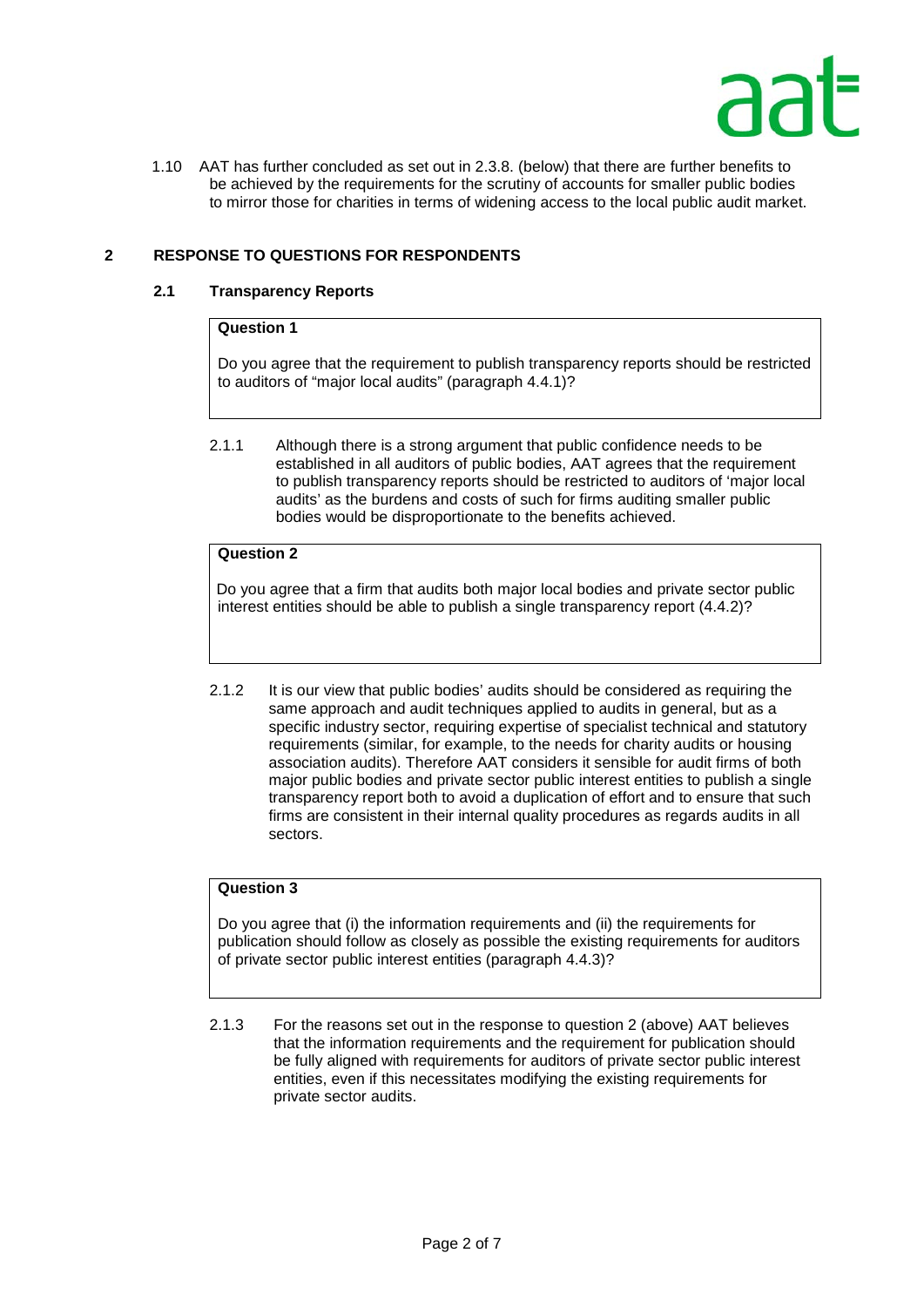1.10 AAT has further concluded as set out in 2.3.8. (below) that there are further benefits to be achieved by the requirements for the scrutiny of accounts for smaller public bodies to mirror those for charities in terms of widening access to the local public audit market.

## 2 RESPONSE TO QUESTIONS FOR RESPONDENTS

### 2.1 Transparency Reports

**Question 1**

Do you agree that the requirement to publish transparency reports should be restricted to auditors of "major local audits" (paragraph 4.4.1)?

2.1.1 Although there is a strong argument that public confidence needs to be established in all auditors of public bodies, AAT agrees that the requirement to publish transparency reports should be restricted to auditors of 'major local audits' as the burdens and costs of such for firms auditing smaller public bodies would be disproportionate to the benefits achieved.

**Question 2**

Do you agree that a firm that audits both major local bodies and private sector public interest entities should be able to publish a single transparency report (4.4.2)?

2.1.2 It is our view that public bodies' audits should be considered as requiring the same approach and audit techniques applied to audits in general, but as a specific industry sector, requiring expertise of specialist technical and statutory requirements (similar, for example, to the needs for charity audits or housing association audits). Therefore AAT considers it sensible for audit firms of both major public bodies and private sector public interest entities to publish a single transparency report both to avoid a duplication of effort and to ensure that such firms are consistent in their internal quality procedures as regards audits in all sectors.

**Question 3**

Do you agree that (i) the information requirements and (ii) the requirements for publication should follow as closely as possible the existing requirements for auditors of private sector public interest entities (paragraph 4.4.3)?

2.1.3 For the reasons set out in the response to question 2 (above) AAT believes that the information requirements and the requirement for publication should be fully aligned with requirements for auditors of private sector public interest entities, even if this necessitates modifying the existing requirements for private sector audits.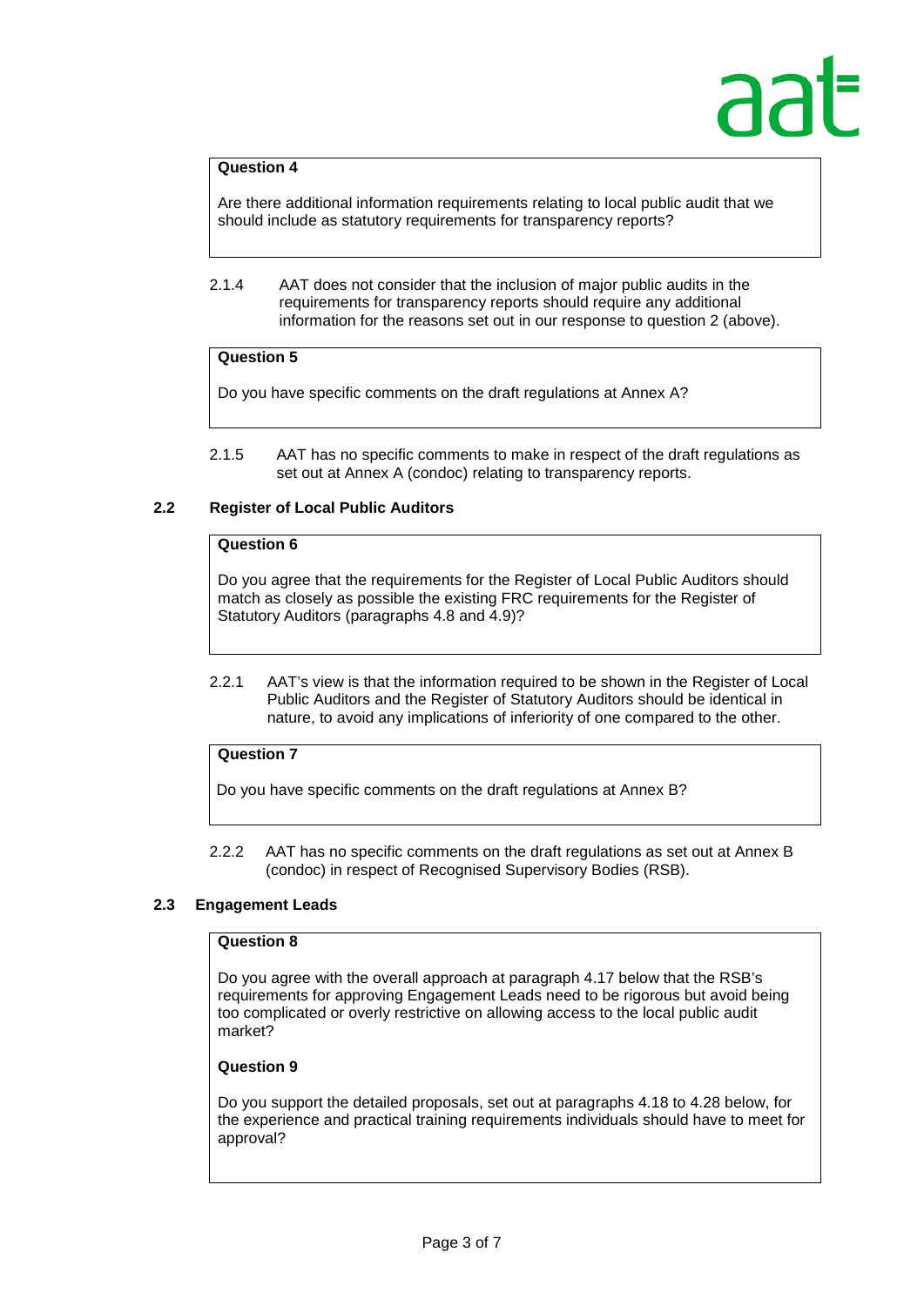**Question 4**

Are there additional information requirements relating to local public audit that we should include as statutory requirements for transparency reports?

2.1.4 AAT does not consider that the inclusion of major public audits in the requirements for transparency reports should require any additional information for the reasons set out in our response to question 2 (above).

**Question 5**

Do you have specific comments on the draft regulations at Annex A?

2.1.5 AAT has no specific comments to make in respect of the draft regulations as set out at Annex A (condoc) relating to transparency reports.

### 2.2 Register of Local Public Auditors

**Question 6**

Do you agree that the requirements for the Register of Local Public Auditors should match as closely as possible the existing FRC requirements for the Register of Statutory Auditors (paragraphs 4.8 and 4.9)?

2.2.1 AAT's view is that the information required to be shown in the Register of Local Public Auditors and the Register of Statutory Auditors should be identical in nature, to avoid any implications of inferiority of one compared to the other.

**Question 7**

Do you have specific comments on the draft regulations at Annex B?

2.2.2 AAT has no specific comments on the draft regulations as set out at Annex B (condoc) in respect of Recognised Supervisory Bodies (RSB).

### 2.3 Engagement Leads

**Question 8**

Do you agree with the overall approach at paragraph 4.17 below that the RSB's requirements for approving Engagement Leads need to be rigorous but avoid being too complicated or overly restrictive on allowing access to the local public audit market?

**Question 9**

Do you support the detailed proposals, set out at paragraphs 4.18 to 4.28 below, for the experience and practical training requirements individuals should have to meet for approval?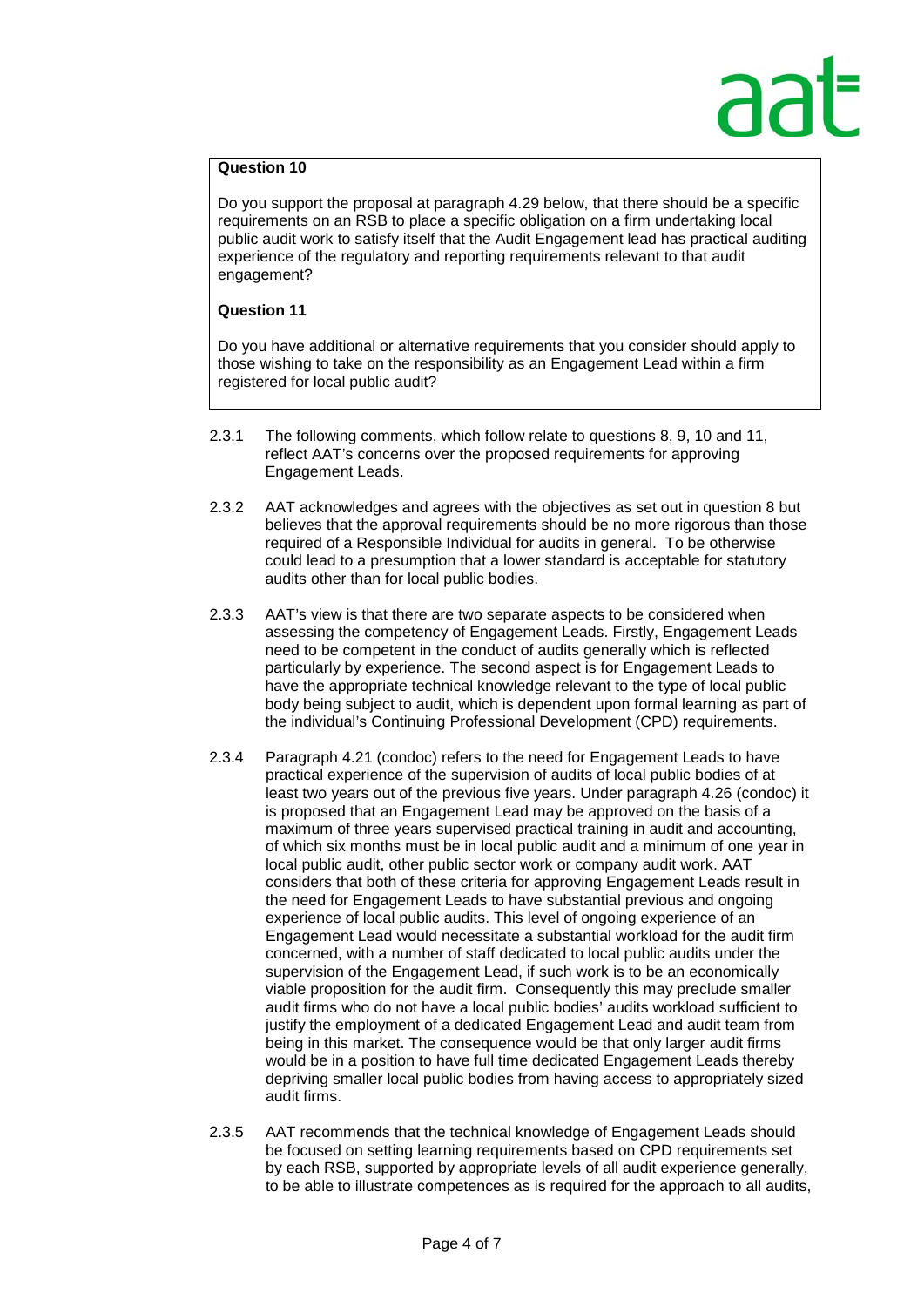**Question 10**

Do you support the proposal at paragraph 4.29 below, that there should be a specific requirements on an RSB to place a specific obligation on a firm undertaking local public audit work to satisfy itself that the Audit Engagement lead has practical auditing experience of the regulatory and reporting requirements relevant to that audit engagement?

**Question 11**

Do you have additional or alternative requirements that you consider should apply to those wishing to take on the responsibility as an Engagement Lead within a firm registered for local public audit?

2.3.1 The following comments, which follow relate to questions 8, 9, 10 and 11, reflect AAT's concerns over the proposed requirements for approving Engagement Leads.

2.3.2 AAT acknowledges and agrees with the objectives as set out in question 8 but believes that the approval requirements should be no more rigorous than those required of a Responsible Individual for audits in general. To be otherwise could lead to a presumption that a lower standard is acceptable for statutory audits other than for local public bodies.

2.3.3 AAT's view is that there are two separate aspects to be considered when assessing the competency of Engagement Leads. Firstly, Engagement Leads need to be competent in the conduct of audits generally which is reflected particularly by experience. The second aspect is for Engagement Leads to have the appropriate technical knowledge relevant to the type of local public body being subject to audit, which is dependent upon formal learning as part of the individual's Continuing Professional Development (CPD) requirements.

2.3.4 Paragraph 4.21 (condoc) refers to the need for Engagement Leads to have practical experience of the supervision of audits of local public bodies of at least two years out of the previous five years. Under paragraph 4.26 (condoc) it is proposed that an Engagement Lead may be approved on the basis of a maximum of three years supervised practical training in audit and accounting, of which six months must be in local public audit and a minimum of one year in local public audit, other public sector work or company audit work. AAT considers that both of these criteria for approving Engagement Leads result in the need for Engagement Leads to have substantial previous and ongoing experience of local public audits. This level of ongoing experience of an Engagement Lead would necessitate a substantial workload for the audit firm concerned, with a number of staff dedicated to local public audits under the supervision of the Engagement Lead, if such work is to be an economically viable proposition for the audit firm. Consequently this may preclude smaller audit firms who do not have a local public bodies' audits workload sufficient to justify the employment of a dedicated Engagement Lead and audit team from being in this market. The consequence would be that only larger audit firms would be in a position to have full time dedicated Engagement Leads thereby depriving smaller local public bodies from having access to appropriately sized audit firms.

2.3.5 AAT recommends that the technical knowledge of Engagement Leads should be focused on setting learning requirements based on CPD requirements set by each RSB, supported by appropriate levels of all audit experience generally, to be able to illustrate competences as is required for the approach to all audits,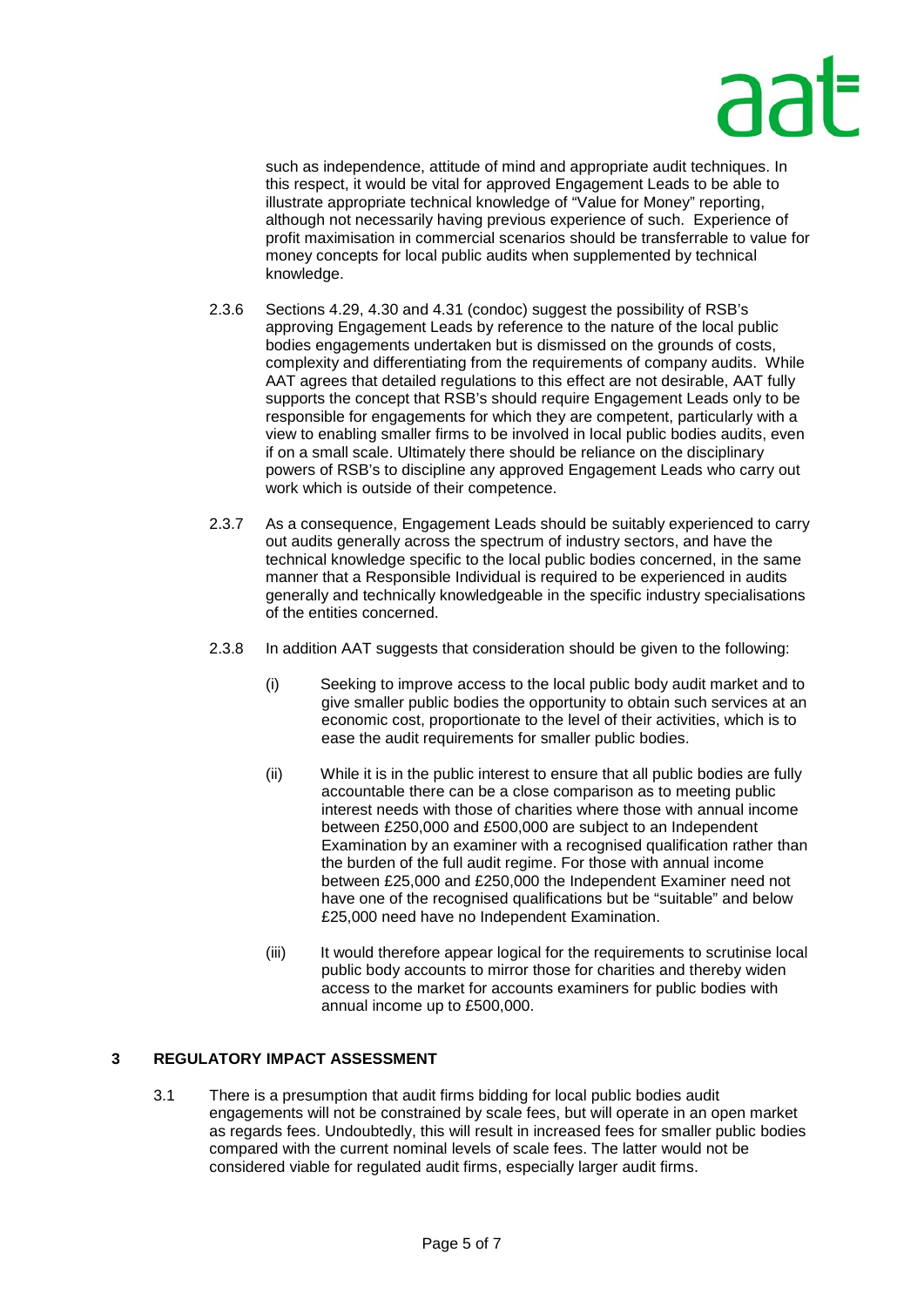such as independence, attitude of mind and appropriate audit techniques. In this respect, it would be vital for approved Engagement Leads to be able to illustrate appropriate technical knowledge of "Value for Money" reporting, although not necessarily having previous experience of such. Experience of profit maximisation in commercial scenarios should be transferrable to value for money concepts for local public audits when supplemented by technical knowledge.

2.3.6 Sections 4.29, 4.30 and 4.31 (condoc) suggest the possibility of RSB's approving Engagement Leads by reference to the nature of the local public bodies engagements undertaken but is dismissed on the grounds of costs, complexity and differentiating from the requirements of company audits. While AAT agrees that detailed regulations to this effect are not desirable, AAT fully supports the concept that RSB's should require Engagement Leads only to be responsible for engagements for which they are competent, particularly with a view to enabling smaller firms to be involved in local public bodies audits, even if on a small scale. Ultimately there should be reliance on the disciplinary powers of RSB's to discipline any approved Engagement Leads who carry out work which is outside of their competence.

2.3.7 As a consequence, Engagement Leads should be suitably experienced to carry out audits generally across the spectrum of industry sectors, and have the technical knowledge specific to the local public bodies concerned, in the same manner that a Responsible Individual is required to be experienced in audits generally and technically knowledgeable in the specific industry specialisations of the entities concerned.

2.3.8 In addition AAT suggests that consideration should be given to the following:

(i) Seeking to improve access to the local public body audit market and to give smaller public bodies the opportunity to obtain such services at an economic cost, proportionate to the level of their activities, which is to ease the audit requirements for smaller public bodies.

(ii) While it is in the public interest to ensure that all public bodies are fully accountable there can be a close comparison as to meeting public interest needs with those of charities where those with annual income between £250,000 and £500,000 are subject to an Independent Examination by an examiner with a recognised qualification rather than the burden of the full audit regime. For those with annual income between £25,000 and £250,000 the Independent Examiner need not have one of the recognised qualifications but be "suitable" and below £25,000 need have no Independent Examination.

(iii) It would therefore appear logical for the requirements to scrutinise local public body accounts to mirror those for charities and thereby widen access to the market for accounts examiners for public bodies with annual income up to £500,000.

## 3 REGULATORY IMPACT ASSESSMENT

3.1 There is a presumption that audit firms bidding for local public bodies audit engagements will not be constrained by scale fees, but will operate in an open market as regards fees. Undoubtedly, this will result in increased fees for smaller public bodies compared with the current nominal levels of scale fees. The latter would not be considered viable for regulated audit firms, especially larger audit firms.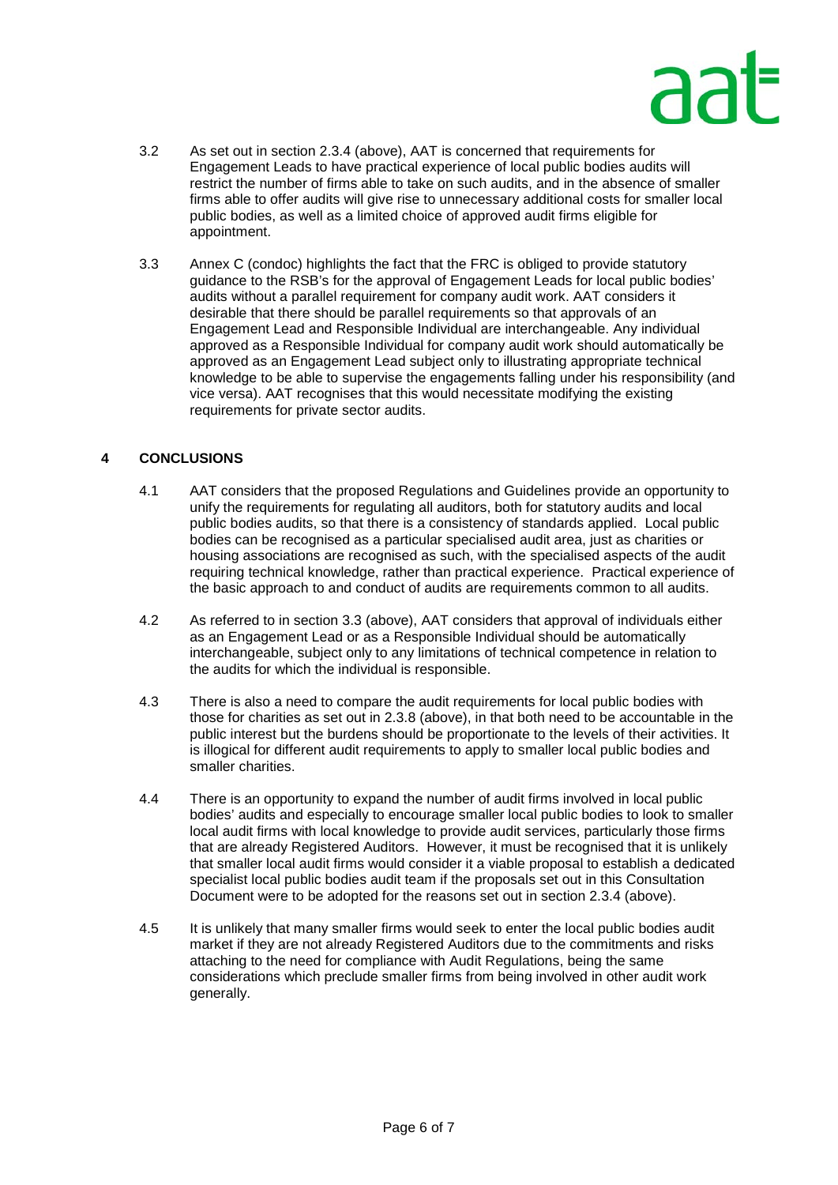3.2 As set out in section 2.3.4 (above), AAT is concerned that requirements for Engagement Leads to have practical experience of local public bodies audits will restrict the number of firms able to take on such audits, and in the absence of smaller firms able to offer audits will give rise to unnecessary additional costs for smaller local public bodies, as well as a limited choice of approved audit firms eligible for appointment.

3.3 Annex C (condoc) highlights the fact that the FRC is obliged to provide statutory guidance to the RSB's for the approval of Engagement Leads for local public bodies' audits without a parallel requirement for company audit work. AAT considers it desirable that there should be parallel requirements so that approvals of an Engagement Lead and Responsible Individual are interchangeable. Any individual approved as a Responsible Individual for company audit work should automatically be approved as an Engagement Lead subject only to illustrating appropriate technical knowledge to be able to supervise the engagements falling under his responsibility (and vice versa). AAT recognises that this would necessitate modifying the existing requirements for private sector audits.

## 4 CONCLUSIONS

4.1 AAT considers that the proposed Regulations and Guidelines provide an opportunity to unify the requirements for regulating all auditors, both for statutory audits and local public bodies audits, so that there is a consistency of standards applied. Local public bodies can be recognised as a particular specialised audit area, just as charities or housing associations are recognised as such, with the specialised aspects of the audit requiring technical knowledge, rather than practical experience. Practical experience of the basic approach to and conduct of audits are requirements common to all audits.

4.2 As referred to in section 3.3 (above), AAT considers that approval of individuals either as an Engagement Lead or as a Responsible Individual should be automatically interchangeable, subject only to any limitations of technical competence in relation to the audits for which the individual is responsible.

4.3 There is also a need to compare the audit requirements for local public bodies with those for charities as set out in 2.3.8 (above), in that both need to be accountable in the public interest but the burdens should be proportionate to the levels of their activities. It is illogical for different audit requirements to apply to smaller local public bodies and smaller charities.

4.4 There is an opportunity to expand the number of audit firms involved in local public bodies' audits and especially to encourage smaller local public bodies to look to smaller local audit firms with local knowledge to provide audit services, particularly those firms that are already Registered Auditors. However, it must be recognised that it is unlikely that smaller local audit firms would consider it a viable proposal to establish a dedicated specialist local public bodies audit team if the proposals set out in this Consultation Document were to be adopted for the reasons set out in section 2.3.4 (above).

4.5 It is unlikely that many smaller firms would seek to enter the local public bodies audit market if they are not already Registered Auditors due to the commitments and risks attaching to the need for compliance with Audit Regulations, being the same considerations which preclude smaller firms from being involved in other audit work generally.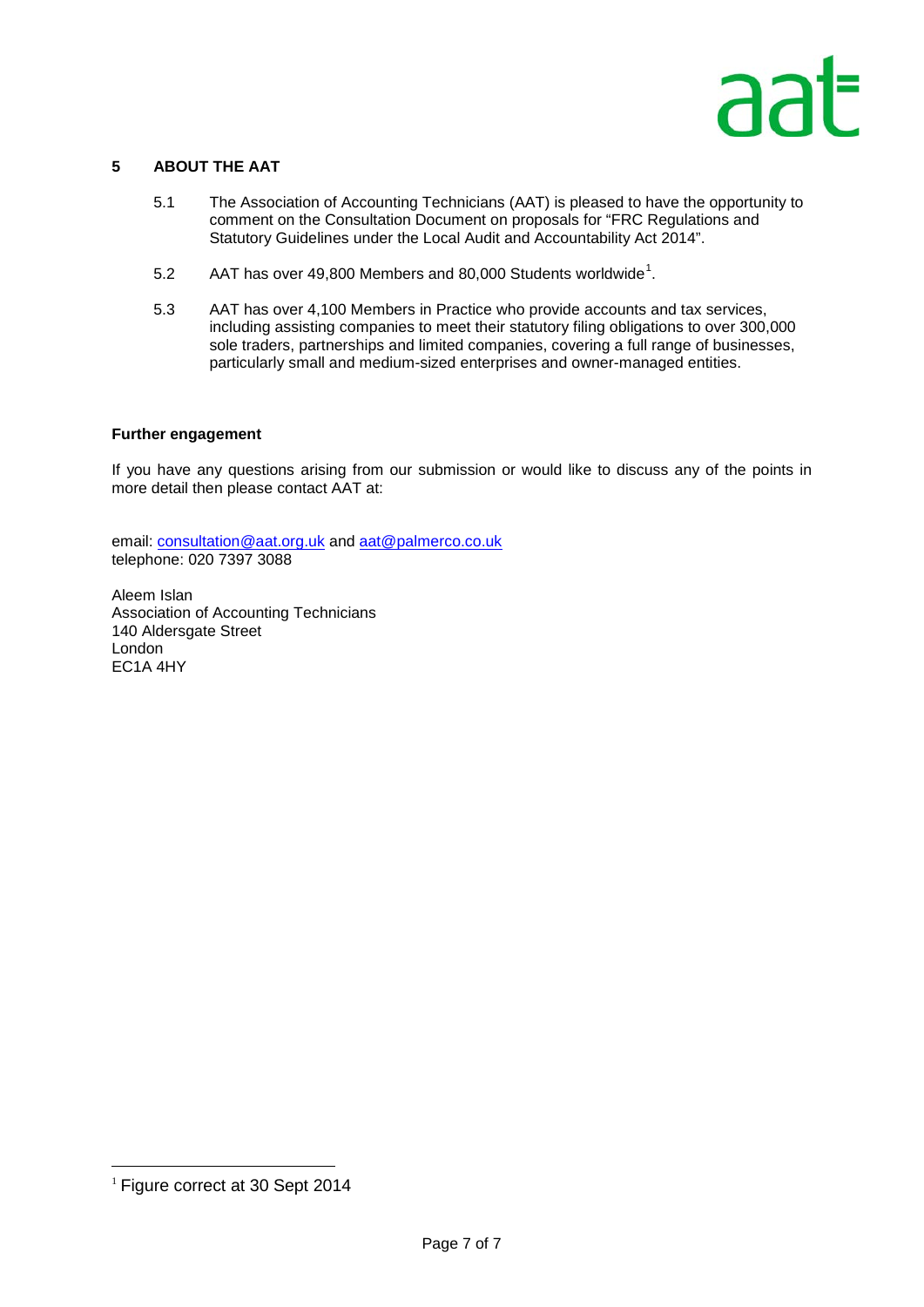## 5 ABOUT THE AAT

5.1 The Association of Accounting Technicians (AAT) is pleased to have the opportunity to comment on the Consultation Document on proposals for "FRC Regulations and Statutory Guidelines under the Local Audit and Accountability Act 2014".

5.2 AAT has over 49,800 Members and 80,000 Students worldwide[1].

5.3 AAT has over 4,100 Members in Practice who provide accounts and tax services, including assisting companies to meet their statutory filing obligations to over 300,000 sole traders, partnerships and limited companies, covering a full range of businesses, particularly small and medium-sized enterprises and owner-managed entities.

**Further engagement**

If you have any questions arising from our submission or would like to discuss any of the points in more detail then please contact AAT at:

email: consultation@aat.org.uk and aat@palmerco.co.uk
telephone: 020 7397 3088

Aleem Islan
Association of Accounting Technicians
140 Aldersgate Street
London
EC1A 4HY

[1] Figure correct at 30 Sept 2014